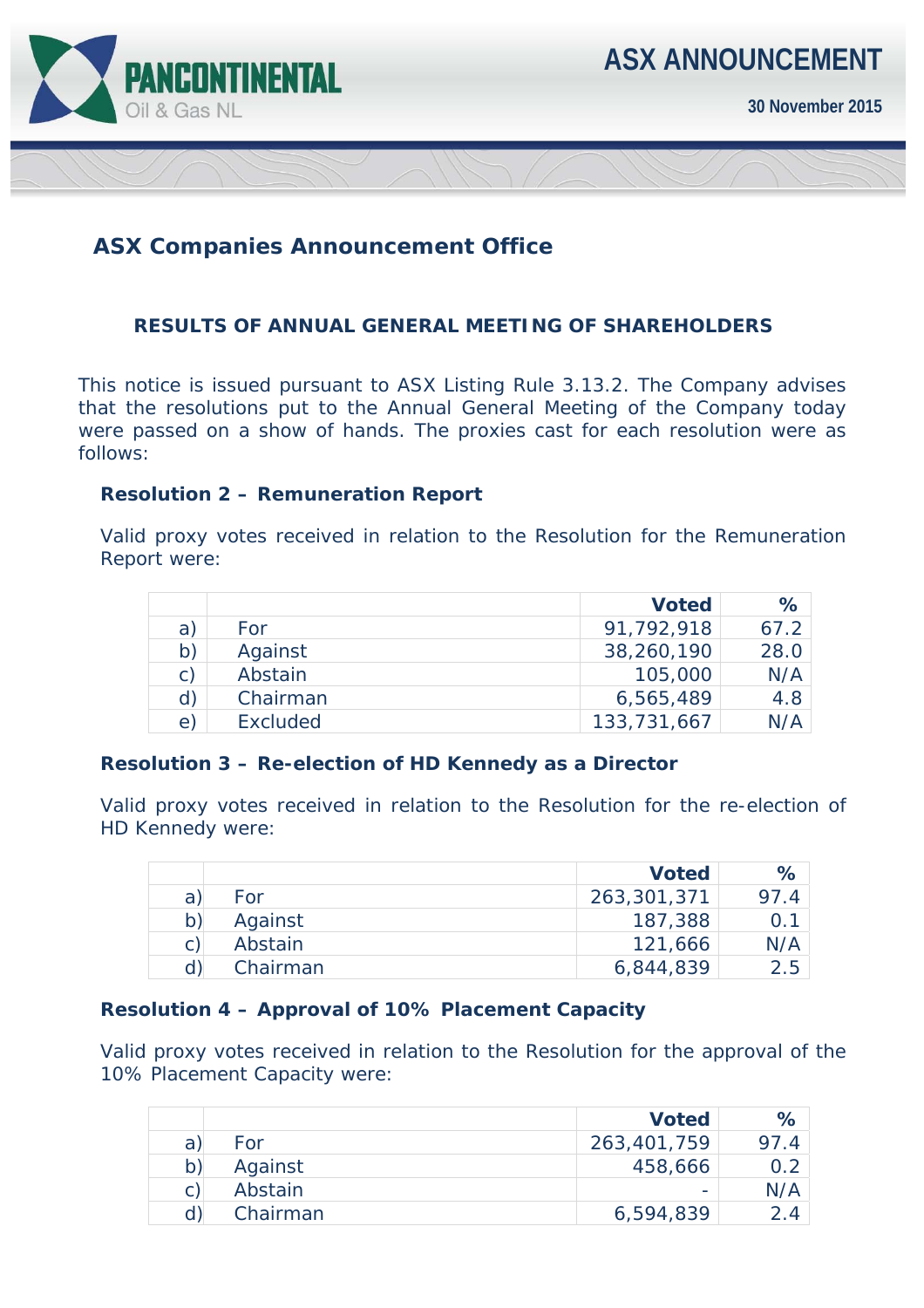PANCONTINENTAL Oil & Gas NL

# ASX ANNOUNCEMENT

**30 November 2015**

## ASX Companies Announcement Office

### RESULTS OF ANNUAL GENERAL MEETING OF SHAREHOLDERS

This notice is issued pursuant to ASX Listing Rule 3.13.2. The Company advises that the resolutions put to the Annual General Meeting of the Company today were passed on a show of hands. The proxies cast for each resolution were as follows:

**Resolution 2 – Remuneration Report**

Valid proxy votes received in relation to the Resolution for the Remuneration Report were:

| | | Voted | % |
|---|---|---|---|
| a) | For | 91,792,918 | 67.2 |
| b) | Against | 38,260,190 | 28.0 |
| c) | Abstain | 105,000 | N/A |
| d) | Chairman | 6,565,489 | 4.8 |
| e) | Excluded | 133,731,667 | N/A |

**Resolution 3 – Re-election of HD Kennedy as a Director**

Valid proxy votes received in relation to the Resolution for the re-election of HD Kennedy were:

| | | Voted | % |
|---|---|---|---|
| a) | For | 263,301,371 | 97.4 |
| b) | Against | 187,388 | 0.1 |
| c) | Abstain | 121,666 | N/A |
| d) | Chairman | 6,844,839 | 2.5 |

**Resolution 4 – Approval of 10% Placement Capacity**

Valid proxy votes received in relation to the Resolution for the approval of the 10% Placement Capacity were:

| | | Voted | % |
|---|---|---|---|
| a) | For | 263,401,759 | 97.4 |
| b) | Against | 458,666 | 0.2 |
| c) | Abstain | - | N/A |
| d) | Chairman | 6,594,839 | 2.4 |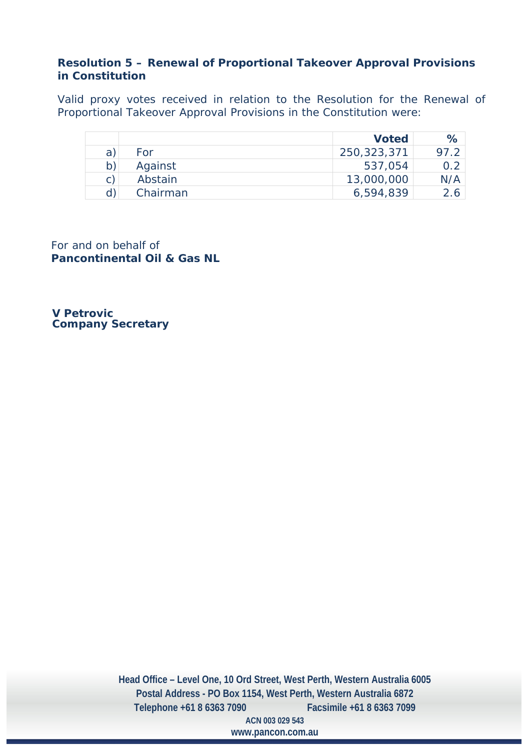**Resolution 5 – Renewal of Proportional Takeover Approval Provisions in Constitution**

Valid proxy votes received in relation to the Resolution for the Renewal of Proportional Takeover Approval Provisions in the Constitution were:

| | | **Voted** | **%** |
|---|---|---|---|
| a) | For | 250,323,371 | 97.2 |
| b) | Against | 537,054 | 0.2 |
| c) | Abstain | 13,000,000 | N/A |
| d) | Chairman | 6,594,839 | 2.6 |

For and on behalf of
**Pancontinental Oil & Gas NL**

**V Petrovic**
**Company Secretary**

**Head Office – Level One, 10 Ord Street, West Perth, Western Australia 6005**
**Postal Address - PO Box 1154, West Perth, Western Australia 6872**
**Telephone +61 8 6363 7090 Facsimile +61 8 6363 7099**
**ACN 003 029 543**
**www.pancon.com.au**